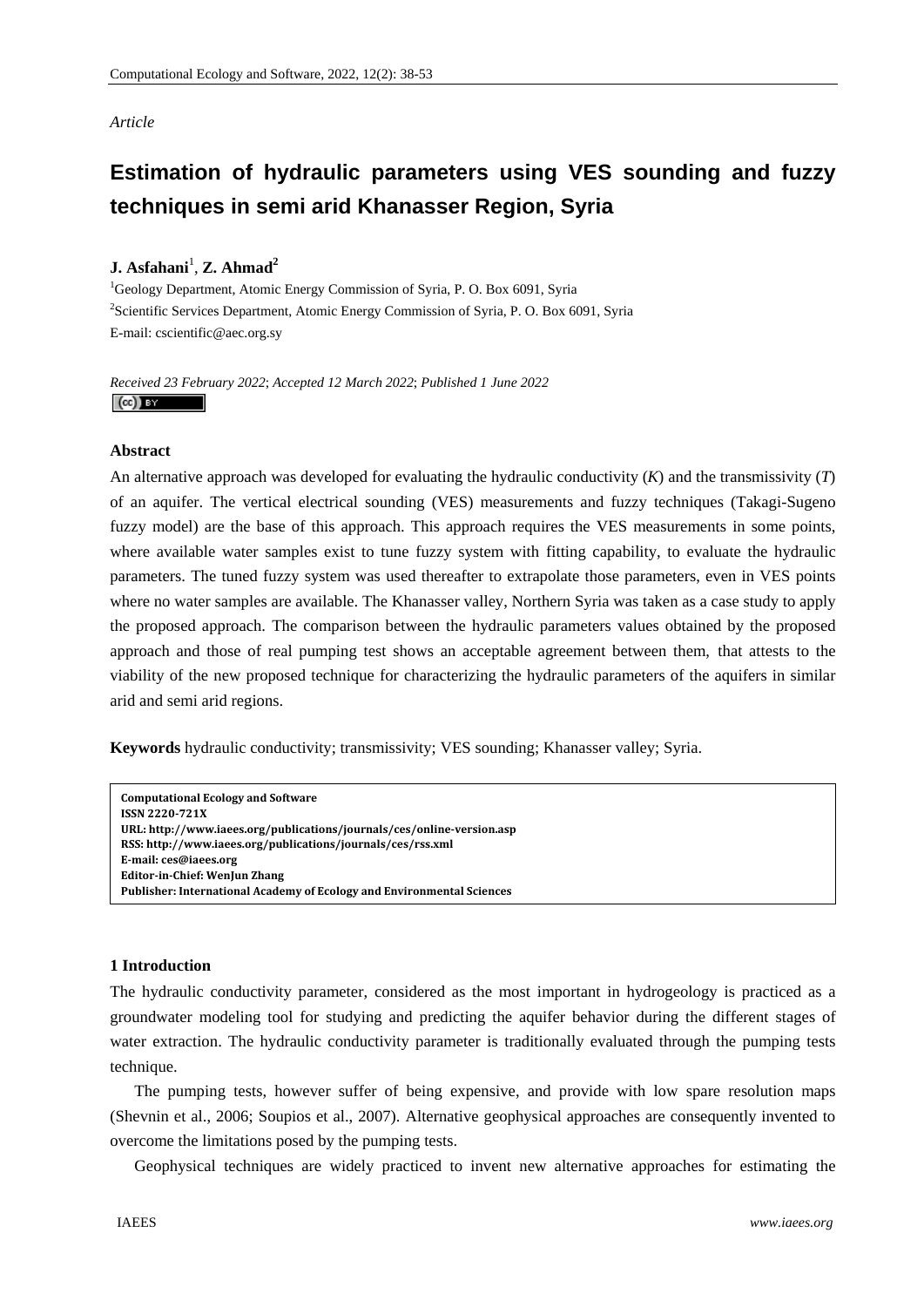*Article*

# Estimation of hydraulic parameters using VES sounding and fuzzy techniques in semi arid Khanasser Region, Syria

**J. Asfahani**[1], **Z. Ahmad**[2]

[1]Geology Department, Atomic Energy Commission of Syria, P. O. Box 6091, Syria

[2]Scientific Services Department, Atomic Energy Commission of Syria, P. O. Box 6091, Syria

E-mail: cscientific@aec.org.sy

*Received 23 February 2022*; *Accepted 12 March 2022*; *Published 1 June 2022*

### Abstract

An alternative approach was developed for evaluating the hydraulic conductivity (*K*) and the transmissivity (*T*) of an aquifer. The vertical electrical sounding (VES) measurements and fuzzy techniques (Takagi-Sugeno fuzzy model) are the base of this approach. This approach requires the VES measurements in some points, where available water samples exist to tune fuzzy system with fitting capability, to evaluate the hydraulic parameters. The tuned fuzzy system was used thereafter to extrapolate those parameters, even in VES points where no water samples are available. The Khanasser valley, Northern Syria was taken as a case study to apply the proposed approach. The comparison between the hydraulic parameters values obtained by the proposed approach and those of real pumping test shows an acceptable agreement between them, that attests to the viability of the new proposed technique for characterizing the hydraulic parameters of the aquifers in similar arid and semi arid regions.

**Keywords** hydraulic conductivity; transmissivity; VES sounding; Khanasser valley; Syria.

**Computational Ecology and Software**
**ISSN 2220-721X**
**URL: http://www.iaees.org/publications/journals/ces/online-version.asp**
**RSS: http://www.iaees.org/publications/journals/ces/rss.xml**
**E-mail: ces@iaees.org**
**Editor-in-Chief: WenJun Zhang**
**Publisher: International Academy of Ecology and Environmental Sciences**

## 1 Introduction

The hydraulic conductivity parameter, considered as the most important in hydrogeology is practiced as a groundwater modeling tool for studying and predicting the aquifer behavior during the different stages of water extraction. The hydraulic conductivity parameter is traditionally evaluated through the pumping tests technique.

The pumping tests, however suffer of being expensive, and provide with low spare resolution maps (Shevnin et al., 2006; Soupios et al., 2007). Alternative geophysical approaches are consequently invented to overcome the limitations posed by the pumping tests.

Geophysical techniques are widely practiced to invent new alternative approaches for estimating the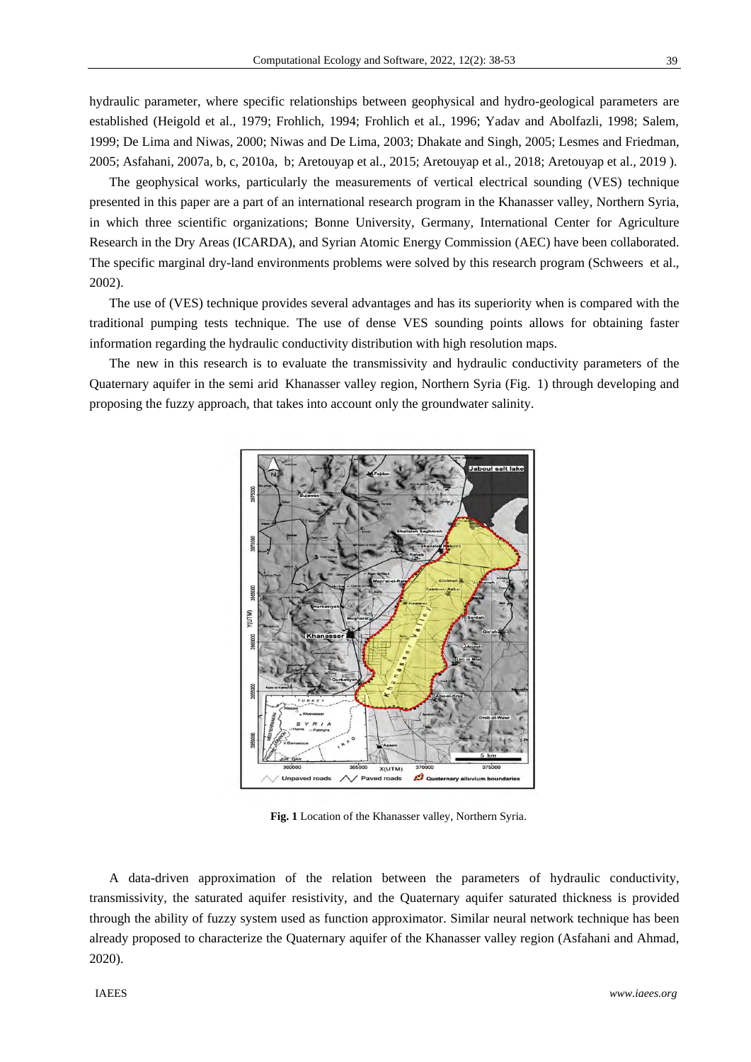hydraulic parameter, where specific relationships between geophysical and hydro-geological parameters are established (Heigold et al., 1979; Frohlich, 1994; Frohlich et al., 1996; Yadav and Abolfazli, 1998; Salem, 1999; De Lima and Niwas, 2000; Niwas and De Lima, 2003; Dhakate and Singh, 2005; Lesmes and Friedman, 2005; Asfahani, 2007a, b, c, 2010a, b; Aretouyap et al., 2015; Aretouyap et al., 2018; Aretouyap et al., 2019 ).

The geophysical works, particularly the measurements of vertical electrical sounding (VES) technique presented in this paper are a part of an international research program in the Khanasser valley, Northern Syria, in which three scientific organizations; Bonne University, Germany, International Center for Agriculture Research in the Dry Areas (ICARDA), and Syrian Atomic Energy Commission (AEC) have been collaborated. The specific marginal dry-land environments problems were solved by this research program (Schweers et al., 2002).

The use of (VES) technique provides several advantages and has its superiority when is compared with the traditional pumping tests technique. The use of dense VES sounding points allows for obtaining faster information regarding the hydraulic conductivity distribution with high resolution maps.

The new in this research is to evaluate the transmissivity and hydraulic conductivity parameters of the Quaternary aquifer in the semi arid Khanasser valley region, Northern Syria (Fig. 1) through developing and proposing the fuzzy approach, that takes into account only the groundwater salinity.

**Fig. 1** Location of the Khanasser valley, Northern Syria.

A data-driven approximation of the relation between the parameters of hydraulic conductivity, transmissivity, the saturated aquifer resistivity, and the Quaternary aquifer saturated thickness is provided through the ability of fuzzy system used as function approximator. Similar neural network technique has been already proposed to characterize the Quaternary aquifer of the Khanasser valley region (Asfahani and Ahmad, 2020).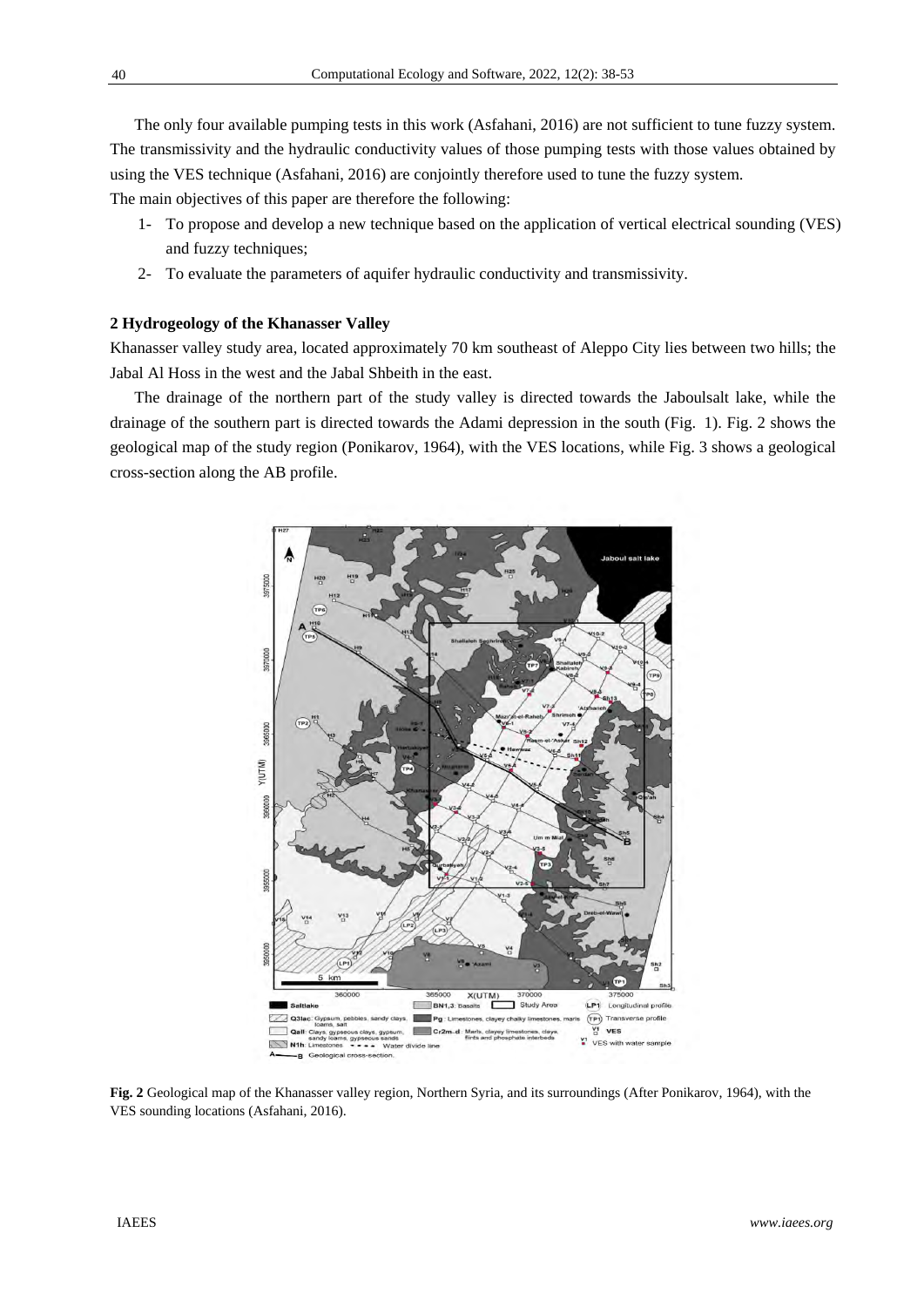The only four available pumping tests in this work (Asfahani, 2016) are not sufficient to tune fuzzy system. The transmissivity and the hydraulic conductivity values of those pumping tests with those values obtained by using the VES technique (Asfahani, 2016) are conjointly therefore used to tune the fuzzy system.

The main objectives of this paper are therefore the following:

1- To propose and develop a new technique based on the application of vertical electrical sounding (VES) and fuzzy techniques;
2- To evaluate the parameters of aquifer hydraulic conductivity and transmissivity.

## 2 Hydrogeology of the Khanasser Valley

Khanasser valley study area, located approximately 70 km southeast of Aleppo City lies between two hills; the Jabal Al Hoss in the west and the Jabal Shbeith in the east.

The drainage of the northern part of the study valley is directed towards the Jaboulsalt lake, while the drainage of the southern part is directed towards the Adami depression in the south (Fig. 1). Fig. 2 shows the geological map of the study region (Ponikarov, 1964), with the VES locations, while Fig. 3 shows a geological cross-section along the AB profile.

**Fig. 2** Geological map of the Khanasser valley region, Northern Syria, and its surroundings (After Ponikarov, 1964), with the VES sounding locations (Asfahani, 2016).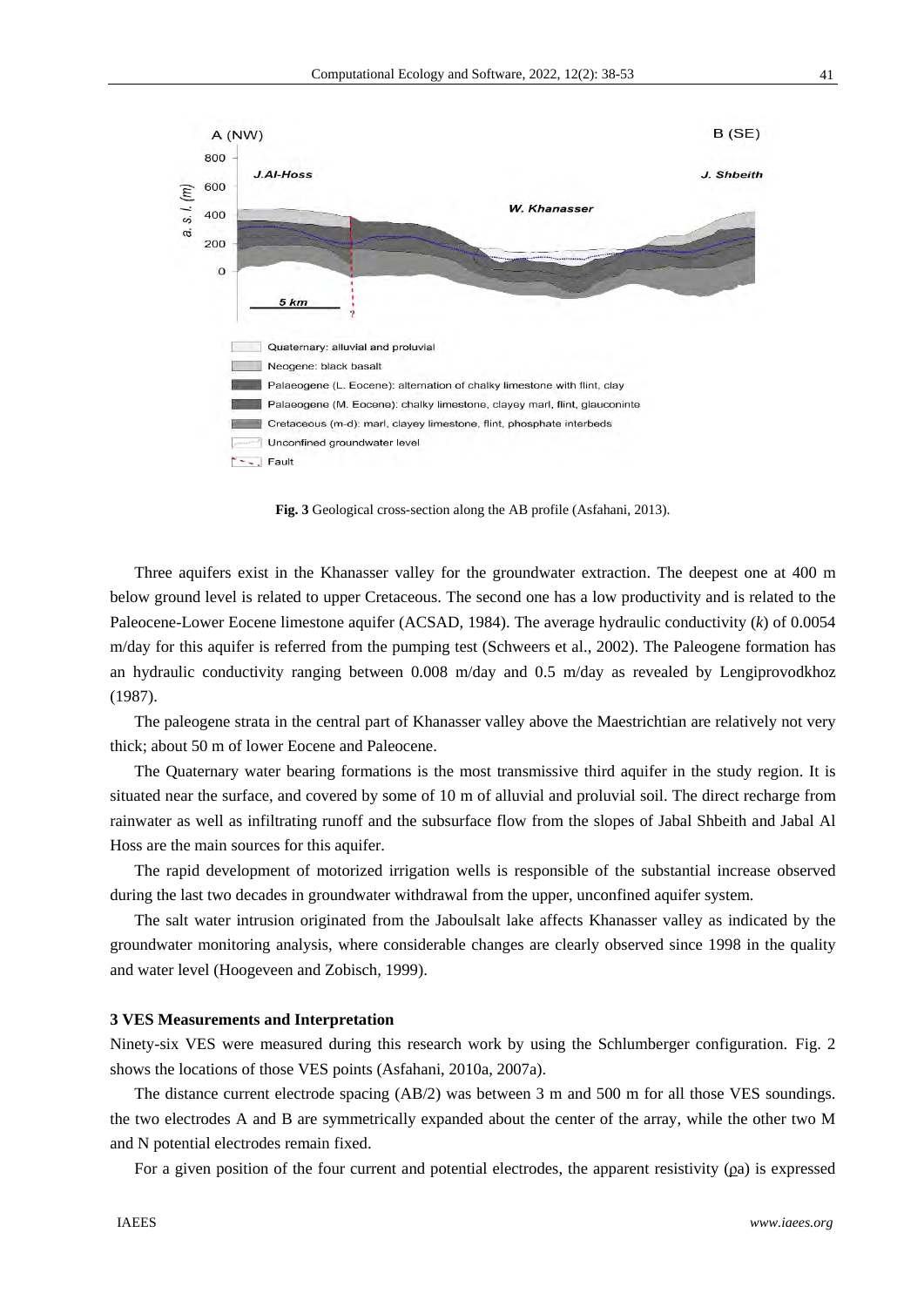**Fig. 3** Geological cross-section along the AB profile (Asfahani, 2013).

Three aquifers exist in the Khanasser valley for the groundwater extraction. The deepest one at 400 m below ground level is related to upper Cretaceous. The second one has a low productivity and is related to the Paleocene-Lower Eocene limestone aquifer (ACSAD, 1984). The average hydraulic conductivity (*k*) of 0.0054 m/day for this aquifer is referred from the pumping test (Schweers et al., 2002). The Paleogene formation has an hydraulic conductivity ranging between 0.008 m/day and 0.5 m/day as revealed by Lengiprovodkhoz (1987).

The paleogene strata in the central part of Khanasser valley above the Maestrichtian are relatively not very thick; about 50 m of lower Eocene and Paleocene.

The Quaternary water bearing formations is the most transmissive third aquifer in the study region. It is situated near the surface, and covered by some of 10 m of alluvial and proluvial soil. The direct recharge from rainwater as well as infiltrating runoff and the subsurface flow from the slopes of Jabal Shbeith and Jabal Al Hoss are the main sources for this aquifer.

The rapid development of motorized irrigation wells is responsible of the substantial increase observed during the last two decades in groundwater withdrawal from the upper, unconfined aquifer system.

The salt water intrusion originated from the Jaboulsalt lake affects Khanasser valley as indicated by the groundwater monitoring analysis, where considerable changes are clearly observed since 1998 in the quality and water level (Hoogeveen and Zobisch, 1999).

### 3 VES Measurements and Interpretation

Ninety-six VES were measured during this research work by using the Schlumberger configuration. Fig. 2 shows the locations of those VES points (Asfahani, 2010a, 2007a).

The distance current electrode spacing (AB/2) was between 3 m and 500 m for all those VES soundings. the two electrodes A and B are symmetrically expanded about the center of the array, while the other two M and N potential electrodes remain fixed.

For a given position of the four current and potential electrodes, the apparent resistivity ($\rho a$) is expressed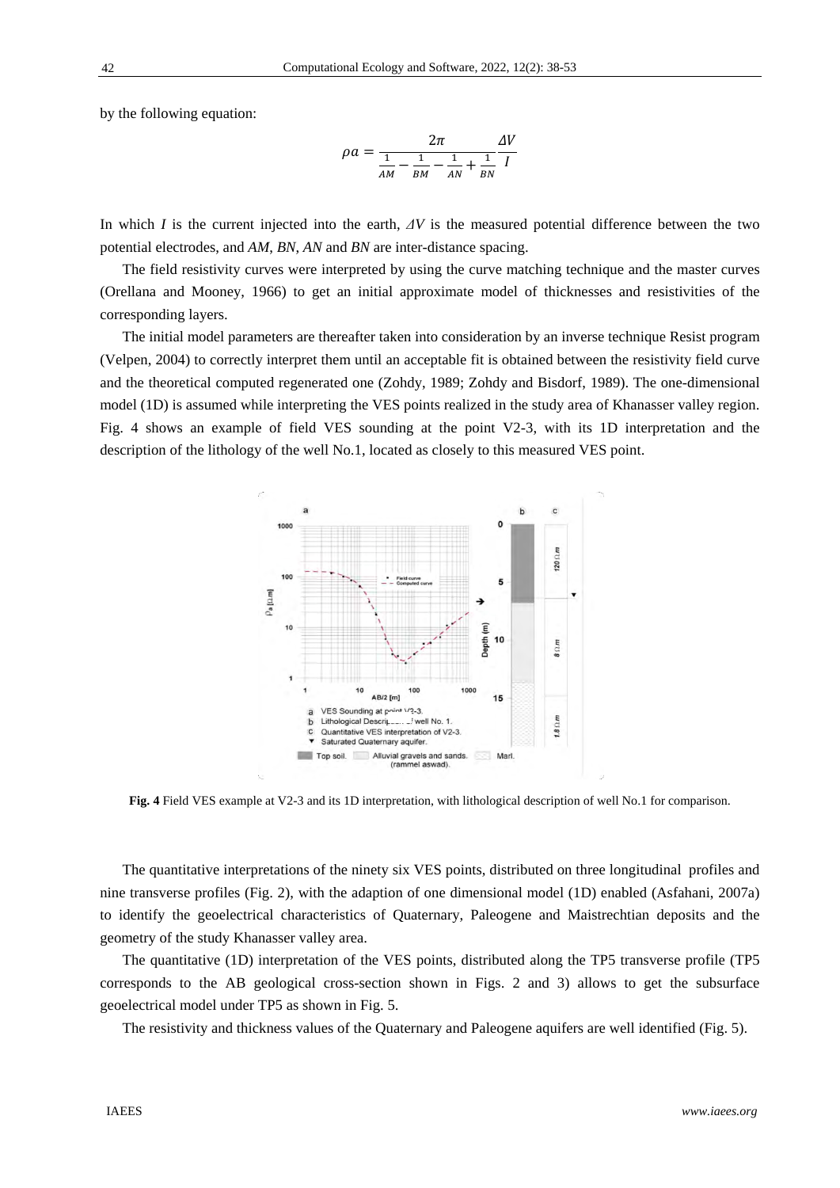by the following equation:

$$\rho a = \frac{2\pi}{\frac{1}{AM} - \frac{1}{BM} - \frac{1}{AN} + \frac{1}{BN}} \frac{\Delta V}{I}$$

In which $I$ is the current injected into the earth, $\Delta V$ is the measured potential difference between the two potential electrodes, and *AM*, *BN*, *AN* and *BN* are inter-distance spacing.

The field resistivity curves were interpreted by using the curve matching technique and the master curves (Orellana and Mooney, 1966) to get an initial approximate model of thicknesses and resistivities of the corresponding layers.

The initial model parameters are thereafter taken into consideration by an inverse technique Resist program (Velpen, 2004) to correctly interpret them until an acceptable fit is obtained between the resistivity field curve and the theoretical computed regenerated one (Zohdy, 1989; Zohdy and Bisdorf, 1989). The one-dimensional model (1D) is assumed while interpreting the VES points realized in the study area of Khanasser valley region. Fig. 4 shows an example of field VES sounding at the point V2-3, with its 1D interpretation and the description of the lithology of the well No.1, located as closely to this measured VES point.

**Fig. 4** Field VES example at V2-3 and its 1D interpretation, with lithological description of well No.1 for comparison.

The quantitative interpretations of the ninety six VES points, distributed on three longitudinal profiles and nine transverse profiles (Fig. 2), with the adaption of one dimensional model (1D) enabled (Asfahani, 2007a) to identify the geoelectrical characteristics of Quaternary, Paleogene and Maistrechtian deposits and the geometry of the study Khanasser valley area.

The quantitative (1D) interpretation of the VES points, distributed along the TP5 transverse profile (TP5 corresponds to the AB geological cross-section shown in Figs. 2 and 3) allows to get the subsurface geoelectrical model under TP5 as shown in Fig. 5.

The resistivity and thickness values of the Quaternary and Paleogene aquifers are well identified (Fig. 5).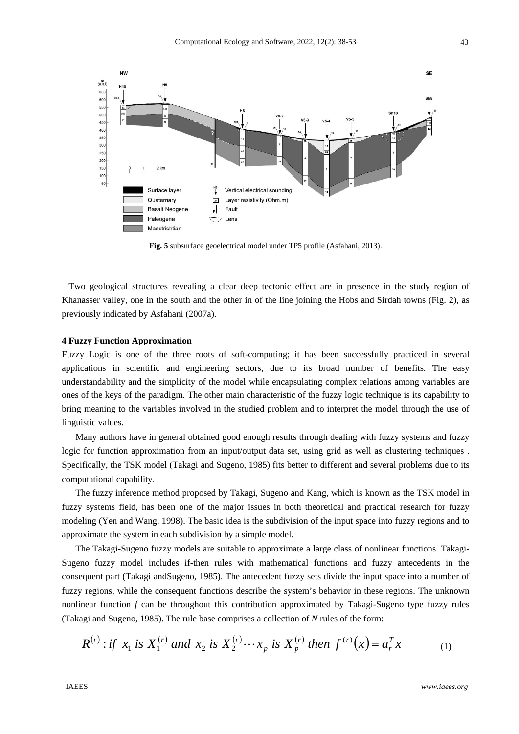**Fig. 5** subsurface geoelectrical model under TP5 profile (Asfahani, 2013).

Two geological structures revealing a clear deep tectonic effect are in presence in the study region of Khanasser valley, one in the south and the other in of the line joining the Hobs and Sirdah towns (Fig. 2), as previously indicated by Asfahani (2007a).

## 4 Fuzzy Function Approximation

Fuzzy Logic is one of the three roots of soft-computing; it has been successfully practiced in several applications in scientific and engineering sectors, due to its broad number of benefits. The easy understandability and the simplicity of the model while encapsulating complex relations among variables are ones of the keys of the paradigm. The other main characteristic of the fuzzy logic technique is its capability to bring meaning to the variables involved in the studied problem and to interpret the model through the use of linguistic values.

Many authors have in general obtained good enough results through dealing with fuzzy systems and fuzzy logic for function approximation from an input/output data set, using grid as well as clustering techniques . Specifically, the TSK model (Takagi and Sugeno, 1985) fits better to different and several problems due to its computational capability.

The fuzzy inference method proposed by Takagi, Sugeno and Kang, which is known as the TSK model in fuzzy systems field, has been one of the major issues in both theoretical and practical research for fuzzy modeling (Yen and Wang, 1998). The basic idea is the subdivision of the input space into fuzzy regions and to approximate the system in each subdivision by a simple model.

The Takagi-Sugeno fuzzy models are suitable to approximate a large class of nonlinear functions. Takagi-Sugeno fuzzy model includes if-then rules with mathematical functions and fuzzy antecedents in the consequent part (Takagi andSugeno, 1985). The antecedent fuzzy sets divide the input space into a number of fuzzy regions, while the consequent functions describe the system's behavior in these regions. The unknown nonlinear function *f* can be throughout this contribution approximated by Takagi-Sugeno type fuzzy rules (Takagi and Sugeno, 1985). The rule base comprises a collection of *N* rules of the form:

$$R^{(r)}: if\ x_1\ is\ X_1^{(r)}\ and\ x_2\ is\ X_2^{(r)} \cdots x_p\ is\ X_p^{(r)}\ then\ f^{(r)}(x) = a_r^T x \quad (1)$$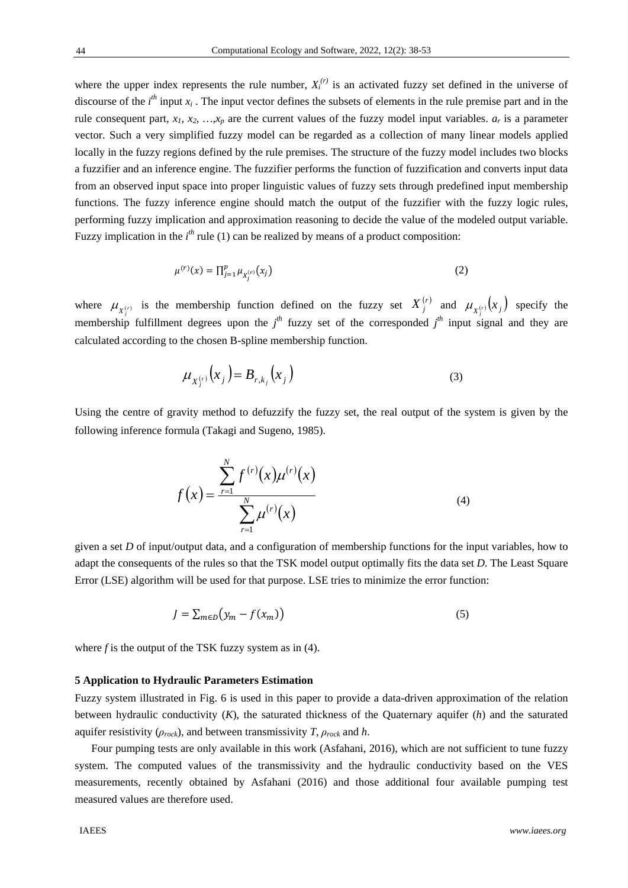where the upper index represents the rule number, $X_i^{(r)}$ is an activated fuzzy set defined in the universe of discourse of the $i^{th}$ input $x_i$ . The input vector defines the subsets of elements in the rule premise part and in the rule consequent part, $x_1$, $x_2$, …,$x_p$ are the current values of the fuzzy model input variables. $a_r$ is a parameter vector. Such a very simplified fuzzy model can be regarded as a collection of many linear models applied locally in the fuzzy regions defined by the rule premises. The structure of the fuzzy model includes two blocks a fuzzifier and an inference engine. The fuzzifier performs the function of fuzzification and converts input data from an observed input space into proper linguistic values of fuzzy sets through predefined input membership functions. The fuzzy inference engine should match the output of the fuzzifier with the fuzzy logic rules, performing fuzzy implication and approximation reasoning to decide the value of the modeled output variable. Fuzzy implication in the $i^{th}$ rule (1) can be realized by means of a product composition:

$$\mu^{(r)}(x) = \prod_{j=1}^{p} \mu_{X_j^{(r)}}(x_j) \tag{2}$$

where $\mu_{X_j^{(r)}}$ is the membership function defined on the fuzzy set $X_j^{(r)}$ and $\mu_{X_j^{(r)}}(x_j)$ specify the membership fulfillment degrees upon the $j^{th}$ fuzzy set of the corresponded $j^{th}$ input signal and they are calculated according to the chosen B-spline membership function.

$$\mu_{X_j^{(r)}}(x_j) = B_{r,k_j}(x_j) \tag{3}$$

Using the centre of gravity method to defuzzify the fuzzy set, the real output of the system is given by the following inference formula (Takagi and Sugeno, 1985).

$$f(x) = \frac{\sum_{r=1}^{N} f^{(r)}(x)\mu^{(r)}(x)}{\sum_{r=1}^{N} \mu^{(r)}(x)} \tag{4}$$

given a set $D$ of input/output data, and a configuration of membership functions for the input variables, how to adapt the consequents of the rules so that the TSK model output optimally fits the data set $D$. The Least Square Error (LSE) algorithm will be used for that purpose. LSE tries to minimize the error function:

$$J = \sum_{m \in D} \big(y_m - f(x_m)\big) \tag{5}$$

where $f$ is the output of the TSK fuzzy system as in (4).

**5 Application to Hydraulic Parameters Estimation**

Fuzzy system illustrated in Fig. 6 is used in this paper to provide a data-driven approximation of the relation between hydraulic conductivity ($K$), the saturated thickness of the Quaternary aquifer ($h$) and the saturated aquifer resistivity ($\rho_{rock}$), and between transmissivity $T$, $\rho_{rock}$ and $h$.

Four pumping tests are only available in this work (Asfahani, 2016), which are not sufficient to tune fuzzy system. The computed values of the transmissivity and the hydraulic conductivity based on the VES measurements, recently obtained by Asfahani (2016) and those additional four available pumping test measured values are therefore used.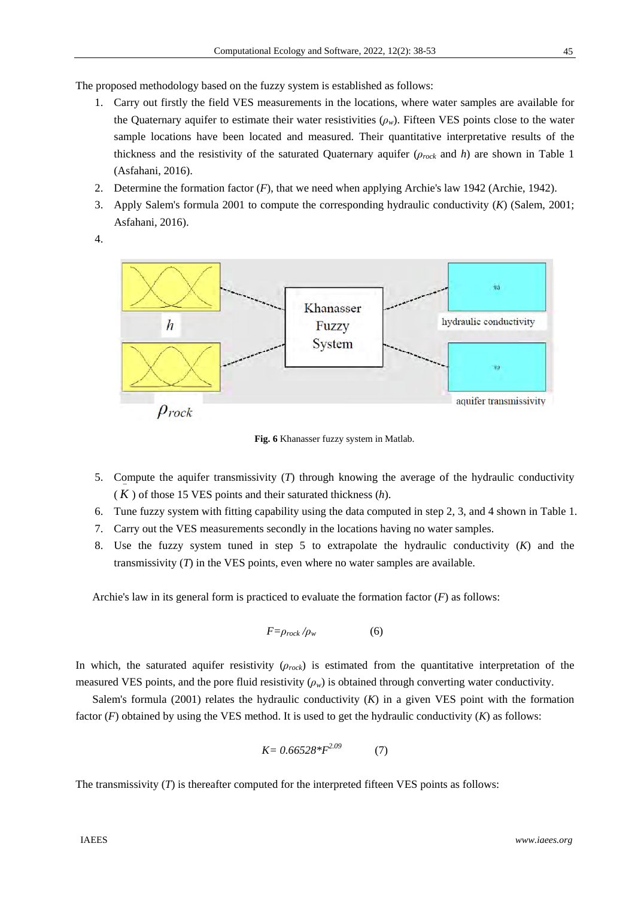The proposed methodology based on the fuzzy system is established as follows:

1. Carry out firstly the field VES measurements in the locations, where water samples are available for the Quaternary aquifer to estimate their water resistivities ($\rho_w$). Fifteen VES points close to the water sample locations have been located and measured. Their quantitative interpretative results of the thickness and the resistivity of the saturated Quaternary aquifer ($\rho_{rock}$ and $h$) are shown in Table 1 (Asfahani, 2016).
2. Determine the formation factor ($F$), that we need when applying Archie's law 1942 (Archie, 1942).
3. Apply Salem's formula 2001 to compute the corresponding hydraulic conductivity ($K$) (Salem, 2001; Asfahani, 2016).
4. 

**Fig. 6** Khanasser fuzzy system in Matlab.

5. Compute the aquifer transmissivity ($T$) through knowing the average of the hydraulic conductivity ($\bar{K}$) of those 15 VES points and their saturated thickness ($h$).
6. Tune fuzzy system with fitting capability using the data computed in step 2, 3, and 4 shown in Table 1.
7. Carry out the VES measurements secondly in the locations having no water samples.
8. Use the fuzzy system tuned in step 5 to extrapolate the hydraulic conductivity ($K$) and the transmissivity ($T$) in the VES points, even where no water samples are available.

Archie's law in its general form is practiced to evaluate the formation factor ($F$) as follows:

$$F=\rho_{rock}/\rho_w \qquad (6)$$

In which, the saturated aquifer resistivity ($\rho_{rock}$) is estimated from the quantitative interpretation of the measured VES points, and the pore fluid resistivity ($\rho_w$) is obtained through converting water conductivity.

Salem's formula (2001) relates the hydraulic conductivity ($K$) in a given VES point with the formation factor ($F$) obtained by using the VES method. It is used to get the hydraulic conductivity ($K$) as follows:

$$K= 0.66528*F^{2.09} \qquad (7)$$

The transmissivity ($T$) is thereafter computed for the interpreted fifteen VES points as follows: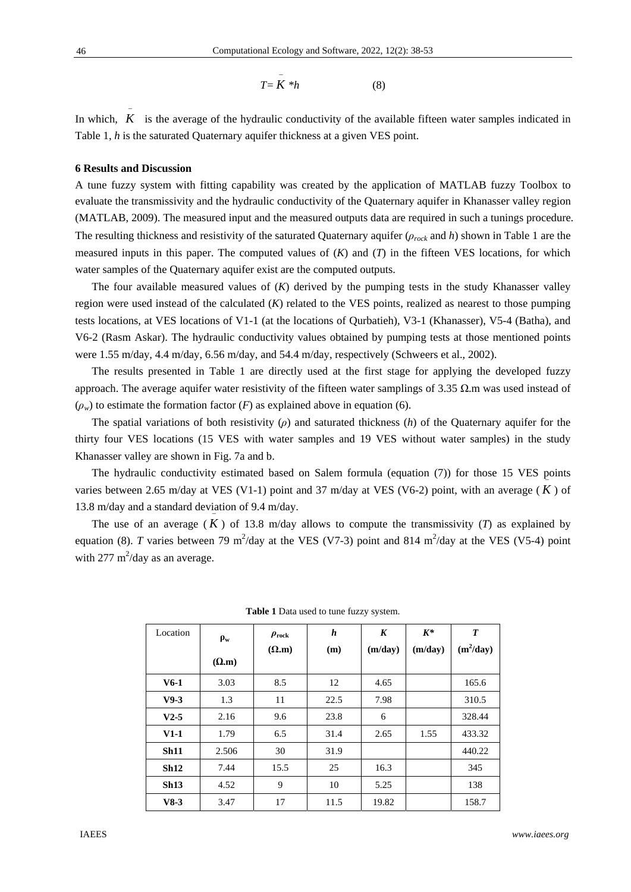$$T = \bar{K} * h \qquad (8)$$

In which, $\bar{K}$ is the average of the hydraulic conductivity of the available fifteen water samples indicated in Table 1, $h$ is the saturated Quaternary aquifer thickness at a given VES point.

**6 Results and Discussion**

A tune fuzzy system with fitting capability was created by the application of MATLAB fuzzy Toolbox to evaluate the transmissivity and the hydraulic conductivity of the Quaternary aquifer in Khanasser valley region (MATLAB, 2009). The measured input and the measured outputs data are required in such a tunings procedure. The resulting thickness and resistivity of the saturated Quaternary aquifer ($\rho_{rock}$ and $h$) shown in Table 1 are the measured inputs in this paper. The computed values of ($K$) and ($T$) in the fifteen VES locations, for which water samples of the Quaternary aquifer exist are the computed outputs.

The four available measured values of ($K$) derived by the pumping tests in the study Khanasser valley region were used instead of the calculated ($K$) related to the VES points, realized as nearest to those pumping tests locations, at VES locations of V1-1 (at the locations of Qurbatieh), V3-1 (Khanasser), V5-4 (Batha), and V6-2 (Rasm Askar). The hydraulic conductivity values obtained by pumping tests at those mentioned points were 1.55 m/day, 4.4 m/day, 6.56 m/day, and 54.4 m/day, respectively (Schweers et al., 2002).

The results presented in Table 1 are directly used at the first stage for applying the developed fuzzy approach. The average aquifer water resistivity of the fifteen water samplings of 3.35 Ω.m was used instead of ($\rho_w$) to estimate the formation factor ($F$) as explained above in equation (6).

The spatial variations of both resistivity ($\rho$) and saturated thickness ($h$) of the Quaternary aquifer for the thirty four VES locations (15 VES with water samples and 19 VES without water samples) in the study Khanasser valley are shown in Fig. 7a and b.

The hydraulic conductivity estimated based on Salem formula (equation (7)) for those 15 VES points varies between 2.65 m/day at VES (V1-1) point and 37 m/day at VES (V6-2) point, with an average ($\bar{K}$) of 13.8 m/day and a standard deviation of 9.4 m/day.

The use of an average ($\bar{K}$) of 13.8 m/day allows to compute the transmissivity ($T$) as explained by equation (8). $T$ varies between 79 $m^2$/day at the VES (V7-3) point and 814 $m^2$/day at the VES (V5-4) point with 277 $m^2$/day as an average.

**Table 1** Data used to tune fuzzy system.

| Location | $\rho_w$ (Ω.m) | $\rho_{rock}$ (Ω.m) | $h$ (m) | $K$ (m/day) | $K^*$ (m/day) | $T$ ($m^2$/day) |
|---|---|---|---|---|---|---|
| **V6-1** | 3.03 | 8.5 | 12 | 4.65 | | 165.6 |
| **V9-3** | 1.3 | 11 | 22.5 | 7.98 | | 310.5 |
| **V2-5** | 2.16 | 9.6 | 23.8 | 6 | | 328.44 |
| **V1-1** | 1.79 | 6.5 | 31.4 | 2.65 | 1.55 | 433.32 |
| **Sh11** | 2.506 | 30 | 31.9 | | | 440.22 |
| **Sh12** | 7.44 | 15.5 | 25 | 16.3 | | 345 |
| **Sh13** | 4.52 | 9 | 10 | 5.25 | | 138 |
| **V8-3** | 3.47 | 17 | 11.5 | 19.82 | | 158.7 |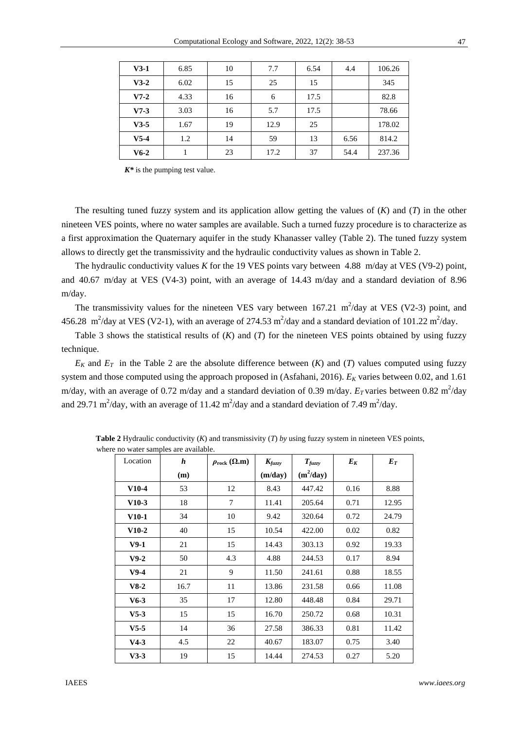| V3-1 | 6.85 | 10 | 7.7 | 6.54 | 4.4 | 106.26 |
|---|---|---|---|---|---|---|
| V3-2 | 6.02 | 15 | 25 | 15 | | 345 |
| V7-2 | 4.33 | 16 | 6 | 17.5 | | 82.8 |
| V7-3 | 3.03 | 16 | 5.7 | 17.5 | | 78.66 |
| V3-5 | 1.67 | 19 | 12.9 | 25 | | 178.02 |
| V5-4 | 1.2 | 14 | 59 | 13 | 6.56 | 814.2 |
| V6-2 | 1 | 23 | 17.2 | 37 | 54.4 | 237.36 |

***K**** is the pumping test value.

The resulting tuned fuzzy system and its application allow getting the values of ($K$) and ($T$) in the other nineteen VES points, where no water samples are available. Such a turned fuzzy procedure is to characterize as a first approximation the Quaternary aquifer in the study Khanasser valley (Table 2). The tuned fuzzy system allows to directly get the transmissivity and the hydraulic conductivity values as shown in Table 2.

The hydraulic conductivity values $K$ for the 19 VES points vary between 4.88 m/day at VES (V9-2) point, and 40.67 m/day at VES (V4-3) point, with an average of 14.43 m/day and a standard deviation of 8.96 m/day.

The transmissivity values for the nineteen VES vary between 167.21 $m^2$/day at VES (V2-3) point, and 456.28 $m^2$/day at VES (V2-1), with an average of 274.53 $m^2$/day and a standard deviation of 101.22 $m^2$/day.

Table 3 shows the statistical results of ($K$) and ($T$) for the nineteen VES points obtained by using fuzzy technique.

$E_K$ and $E_T$ in the Table 2 are the absolute difference between ($K$) and ($T$) values computed using fuzzy system and those computed using the approach proposed in (Asfahani, 2016). $E_K$ varies between 0.02, and 1.61 m/day, with an average of 0.72 m/day and a standard deviation of 0.39 m/day. $E_T$ varies between 0.82 $m^2$/day and 29.71 $m^2$/day, with an average of 11.42 $m^2$/day and a standard deviation of 7.49 $m^2$/day.

**Table 2** Hydraulic conductivity ($K$) and transmissivity ($T$) *by* using fuzzy system in nineteen VES points, where no water samples are available.

| Location | $h$ (m) | $\rho_{rock}$ (Ω.m) | $K_{fuzzy}$ (m/day) | $T_{fuzzy}$ ($m^2$/day) | $E_K$ | $E_T$ |
|---|---|---|---|---|---|---|
| V10-4 | 53 | 12 | 8.43 | 447.42 | 0.16 | 8.88 |
| V10-3 | 18 | 7 | 11.41 | 205.64 | 0.71 | 12.95 |
| V10-1 | 34 | 10 | 9.42 | 320.64 | 0.72 | 24.79 |
| V10-2 | 40 | 15 | 10.54 | 422.00 | 0.02 | 0.82 |
| V9-1 | 21 | 15 | 14.43 | 303.13 | 0.92 | 19.33 |
| V9-2 | 50 | 4.3 | 4.88 | 244.53 | 0.17 | 8.94 |
| V9-4 | 21 | 9 | 11.50 | 241.61 | 0.88 | 18.55 |
| V8-2 | 16.7 | 11 | 13.86 | 231.58 | 0.66 | 11.08 |
| V6-3 | 35 | 17 | 12.80 | 448.48 | 0.84 | 29.71 |
| V5-3 | 15 | 15 | 16.70 | 250.72 | 0.68 | 10.31 |
| V5-5 | 14 | 36 | 27.58 | 386.33 | 0.81 | 11.42 |
| V4-3 | 4.5 | 22 | 40.67 | 183.07 | 0.75 | 3.40 |
| V3-3 | 19 | 15 | 14.44 | 274.53 | 0.27 | 5.20 |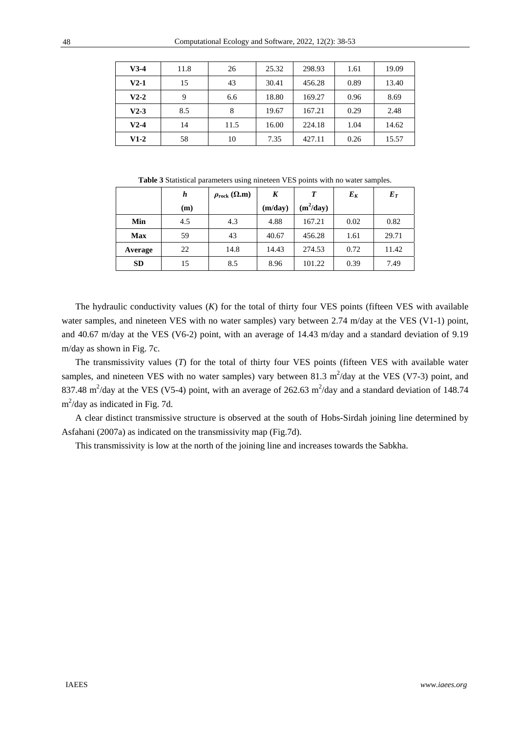| V3-4 | 11.8 | 26 | 25.32 | 298.93 | 1.61 | 19.09 |
|---|---|---|---|---|---|---|
| V2-1 | 15 | 43 | 30.41 | 456.28 | 0.89 | 13.40 |
| V2-2 | 9 | 6.6 | 18.80 | 169.27 | 0.96 | 8.69 |
| V2-3 | 8.5 | 8 | 19.67 | 167.21 | 0.29 | 2.48 |
| V2-4 | 14 | 11.5 | 16.00 | 224.18 | 1.04 | 14.62 |
| V1-2 | 58 | 10 | 7.35 | 427.11 | 0.26 | 15.57 |

**Table 3** Statistical parameters using nineteen VES points with no water samples.

| | $h$ (m) | $\rho_{rock}$ (Ω.m) | $K$ (m/day) | $T$ ($m^2$/day) | $E_K$ | $E_T$ |
|---|---|---|---|---|---|---|
| **Min** | 4.5 | 4.3 | 4.88 | 167.21 | 0.02 | 0.82 |
| **Max** | 59 | 43 | 40.67 | 456.28 | 1.61 | 29.71 |
| **Average** | 22 | 14.8 | 14.43 | 274.53 | 0.72 | 11.42 |
| **SD** | 15 | 8.5 | 8.96 | 101.22 | 0.39 | 7.49 |

The hydraulic conductivity values ($K$) for the total of thirty four VES points (fifteen VES with available water samples, and nineteen VES with no water samples) vary between 2.74 m/day at the VES (V1-1) point, and 40.67 m/day at the VES (V6-2) point, with an average of 14.43 m/day and a standard deviation of 9.19 m/day as shown in Fig. 7c.

The transmissivity values ($T$) for the total of thirty four VES points (fifteen VES with available water samples, and nineteen VES with no water samples) vary between 81.3 $m^2$/day at the VES (V7-3) point, and 837.48 $m^2$/day at the VES (V5-4) point, with an average of 262.63 $m^2$/day and a standard deviation of 148.74 $m^2$/day as indicated in Fig. 7d.

A clear distinct transmissive structure is observed at the south of Hobs-Sirdah joining line determined by Asfahani (2007a) as indicated on the transmissivity map (Fig.7d).

This transmissivity is low at the north of the joining line and increases towards the Sabkha.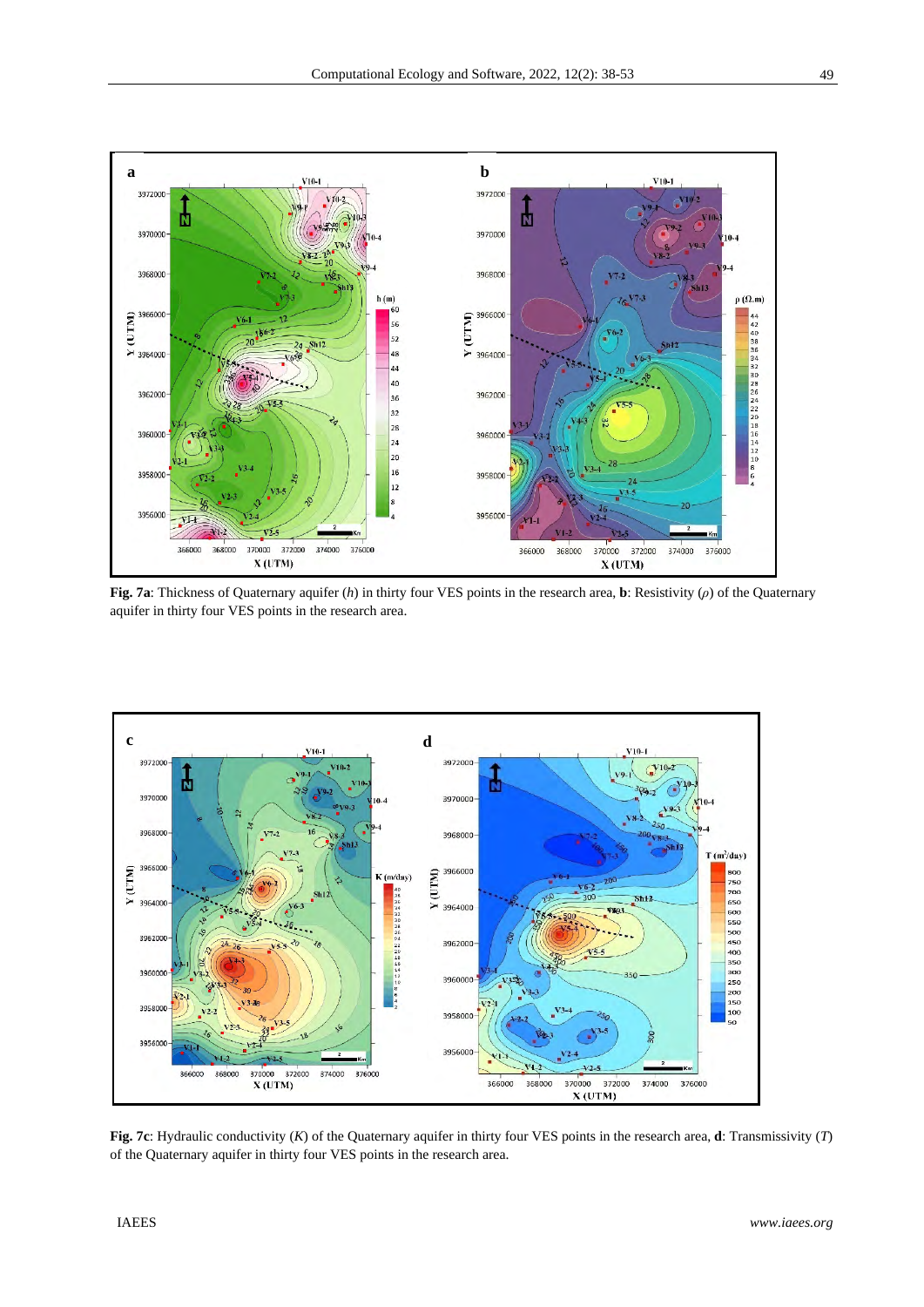**Fig. 7a**: Thickness of Quaternary aquifer (*h*) in thirty four VES points in the research area, **b**: Resistivity (*ρ*) of the Quaternary aquifer in thirty four VES points in the research area.

**Fig. 7c**: Hydraulic conductivity (*K*) of the Quaternary aquifer in thirty four VES points in the research area, **d**: Transmissivity (*T*) of the Quaternary aquifer in thirty four VES points in the research area.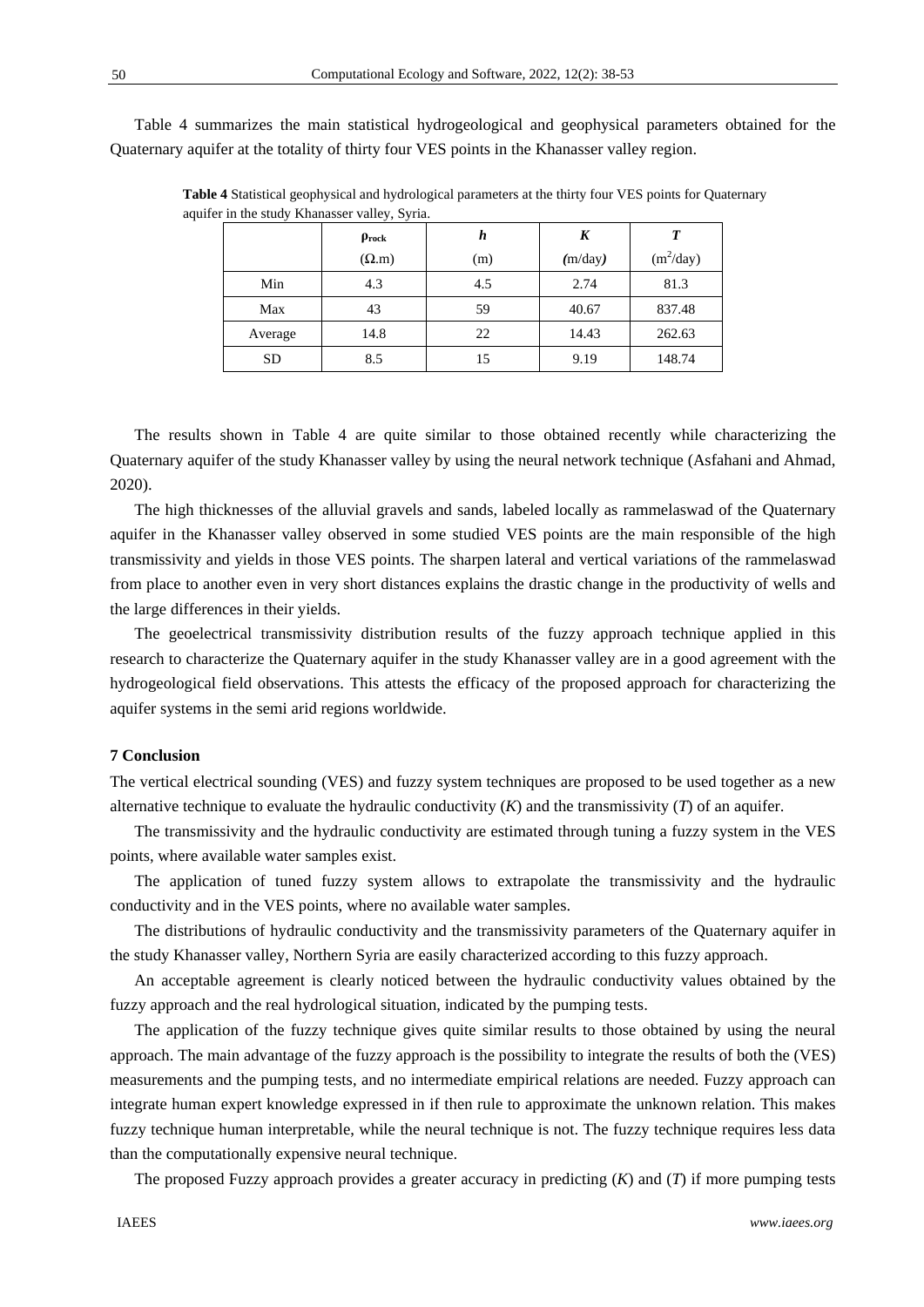Table 4 summarizes the main statistical hydrogeological and geophysical parameters obtained for the Quaternary aquifer at the totality of thirty four VES points in the Khanasser valley region.

**Table 4** Statistical geophysical and hydrological parameters at the thirty four VES points for Quaternary aquifer in the study Khanasser valley, Syria.

| | $\rho_{rock}$ ($\Omega$.m) | $h$ (m) | $K$ (m/day) | $T$ ($m^2$/day) |
|---|---|---|---|---|
| Min | 4.3 | 4.5 | 2.74 | 81.3 |
| Max | 43 | 59 | 40.67 | 837.48 |
| Average | 14.8 | 22 | 14.43 | 262.63 |
| SD | 8.5 | 15 | 9.19 | 148.74 |

The results shown in Table 4 are quite similar to those obtained recently while characterizing the Quaternary aquifer of the study Khanasser valley by using the neural network technique (Asfahani and Ahmad, 2020).

The high thicknesses of the alluvial gravels and sands, labeled locally as rammelaswad of the Quaternary aquifer in the Khanasser valley observed in some studied VES points are the main responsible of the high transmissivity and yields in those VES points. The sharpen lateral and vertical variations of the rammelaswad from place to another even in very short distances explains the drastic change in the productivity of wells and the large differences in their yields.

The geoelectrical transmissivity distribution results of the fuzzy approach technique applied in this research to characterize the Quaternary aquifer in the study Khanasser valley are in a good agreement with the hydrogeological field observations. This attests the efficacy of the proposed approach for characterizing the aquifer systems in the semi arid regions worldwide.

## 7 Conclusion

The vertical electrical sounding (VES) and fuzzy system techniques are proposed to be used together as a new alternative technique to evaluate the hydraulic conductivity ($K$) and the transmissivity ($T$) of an aquifer.

The transmissivity and the hydraulic conductivity are estimated through tuning a fuzzy system in the VES points, where available water samples exist.

The application of tuned fuzzy system allows to extrapolate the transmissivity and the hydraulic conductivity and in the VES points, where no available water samples.

The distributions of hydraulic conductivity and the transmissivity parameters of the Quaternary aquifer in the study Khanasser valley, Northern Syria are easily characterized according to this fuzzy approach.

An acceptable agreement is clearly noticed between the hydraulic conductivity values obtained by the fuzzy approach and the real hydrological situation, indicated by the pumping tests.

The application of the fuzzy technique gives quite similar results to those obtained by using the neural approach. The main advantage of the fuzzy approach is the possibility to integrate the results of both the (VES) measurements and the pumping tests, and no intermediate empirical relations are needed. Fuzzy approach can integrate human expert knowledge expressed in if then rule to approximate the unknown relation. This makes fuzzy technique human interpretable, while the neural technique is not. The fuzzy technique requires less data than the computationally expensive neural technique.

The proposed Fuzzy approach provides a greater accuracy in predicting ($K$) and ($T$) if more pumping tests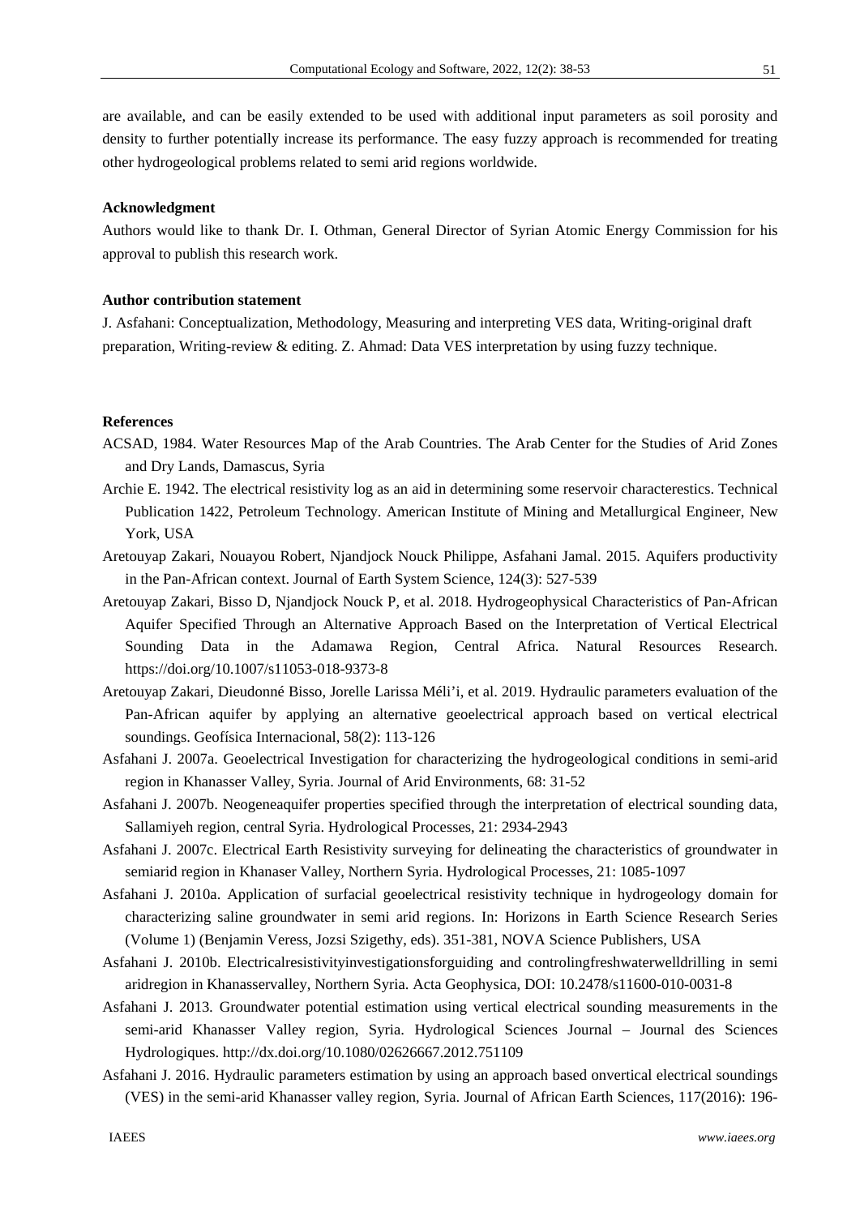are available, and can be easily extended to be used with additional input parameters as soil porosity and density to further potentially increase its performance. The easy fuzzy approach is recommended for treating other hydrogeological problems related to semi arid regions worldwide.

**Acknowledgment**

Authors would like to thank Dr. I. Othman, General Director of Syrian Atomic Energy Commission for his approval to publish this research work.

**Author contribution statement**

J. Asfahani: Conceptualization, Methodology, Measuring and interpreting VES data, Writing-original draft preparation, Writing-review & editing. Z. Ahmad: Data VES interpretation by using fuzzy technique.

**References**

ACSAD, 1984. Water Resources Map of the Arab Countries. The Arab Center for the Studies of Arid Zones and Dry Lands, Damascus, Syria

Archie E. 1942. The electrical resistivity log as an aid in determining some reservoir characterestics. Technical Publication 1422, Petroleum Technology. American Institute of Mining and Metallurgical Engineer, New York, USA

Aretouyap Zakari, Nouayou Robert, Njandjock Nouck Philippe, Asfahani Jamal. 2015. Aquifers productivity in the Pan-African context. Journal of Earth System Science, 124(3): 527-539

Aretouyap Zakari, Bisso D, Njandjock Nouck P, et al. 2018. Hydrogeophysical Characteristics of Pan-African Aquifer Specified Through an Alternative Approach Based on the Interpretation of Vertical Electrical Sounding Data in the Adamawa Region, Central Africa. Natural Resources Research. https://doi.org/10.1007/s11053-018-9373-8

Aretouyap Zakari, Dieudonné Bisso, Jorelle Larissa Méli'i, et al. 2019. Hydraulic parameters evaluation of the Pan-African aquifer by applying an alternative geoelectrical approach based on vertical electrical soundings. Geofísica Internacional, 58(2): 113-126

Asfahani J. 2007a. Geoelectrical Investigation for characterizing the hydrogeological conditions in semi-arid region in Khanasser Valley, Syria. Journal of Arid Environments, 68: 31-52

Asfahani J. 2007b. Neogeneaquifer properties specified through the interpretation of electrical sounding data, Sallamiyeh region, central Syria. Hydrological Processes, 21: 2934-2943

Asfahani J. 2007c. Electrical Earth Resistivity surveying for delineating the characteristics of groundwater in semiarid region in Khanaser Valley, Northern Syria. Hydrological Processes, 21: 1085-1097

Asfahani J. 2010a. Application of surfacial geoelectrical resistivity technique in hydrogeology domain for characterizing saline groundwater in semi arid regions. In: Horizons in Earth Science Research Series (Volume 1) (Benjamin Veress, Jozsi Szigethy, eds). 351-381, NOVA Science Publishers, USA

Asfahani J. 2010b. Electricalresistivityinvestigationsforguiding and controlingfreshwaterwelldrilling in semi aridregion in Khanasservalley, Northern Syria. Acta Geophysica, DOI: 10.2478/s11600-010-0031-8

Asfahani J. 2013. Groundwater potential estimation using vertical electrical sounding measurements in the semi-arid Khanasser Valley region, Syria. Hydrological Sciences Journal – Journal des Sciences Hydrologiques. http://dx.doi.org/10.1080/02626667.2012.751109

Asfahani J. 2016. Hydraulic parameters estimation by using an approach based onvertical electrical soundings (VES) in the semi-arid Khanasser valley region, Syria. Journal of African Earth Sciences, 117(2016): 196-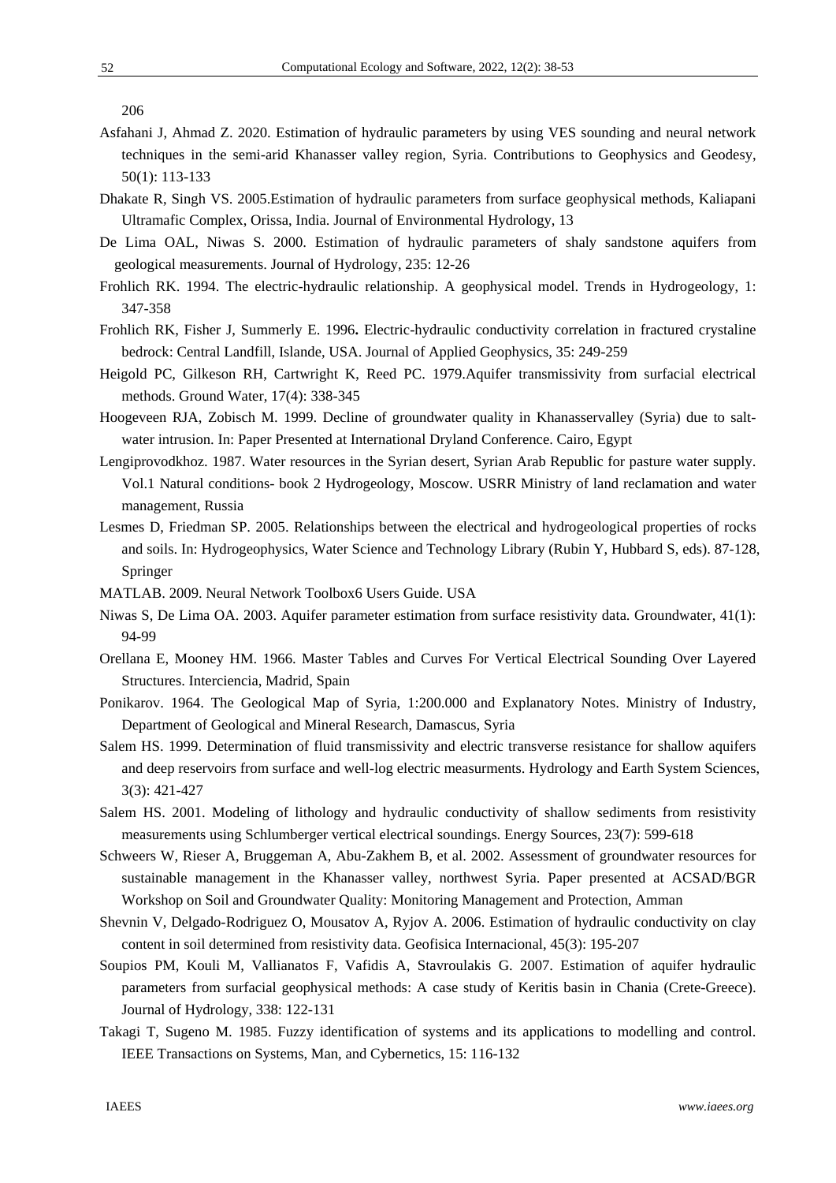206

Asfahani J, Ahmad Z. 2020. Estimation of hydraulic parameters by using VES sounding and neural network techniques in the semi-arid Khanasser valley region, Syria. Contributions to Geophysics and Geodesy, 50(1): 113-133

Dhakate R, Singh VS. 2005.Estimation of hydraulic parameters from surface geophysical methods, Kaliapani Ultramafic Complex, Orissa, India. Journal of Environmental Hydrology, 13

De Lima OAL, Niwas S. 2000. Estimation of hydraulic parameters of shaly sandstone aquifers from geological measurements. Journal of Hydrology, 235: 12-26

Frohlich RK. 1994. The electric-hydraulic relationship. A geophysical model. Trends in Hydrogeology, 1: 347-358

Frohlich RK, Fisher J, Summerly E. 1996**.** Electric-hydraulic conductivity correlation in fractured crystaline bedrock: Central Landfill, Islande, USA. Journal of Applied Geophysics, 35: 249-259

Heigold PC, Gilkeson RH, Cartwright K, Reed PC. 1979.Aquifer transmissivity from surfacial electrical methods. Ground Water, 17(4): 338-345

Hoogeveen RJA, Zobisch M. 1999. Decline of groundwater quality in Khanasservalley (Syria) due to salt-water intrusion. In: Paper Presented at International Dryland Conference. Cairo, Egypt

Lengiprovodkhoz. 1987. Water resources in the Syrian desert, Syrian Arab Republic for pasture water supply. Vol.1 Natural conditions- book 2 Hydrogeology, Moscow. USRR Ministry of land reclamation and water management, Russia

Lesmes D, Friedman SP. 2005. Relationships between the electrical and hydrogeological properties of rocks and soils. In: Hydrogeophysics, Water Science and Technology Library (Rubin Y, Hubbard S, eds). 87-128, Springer

MATLAB. 2009. Neural Network Toolbox6 Users Guide. USA

Niwas S, De Lima OA. 2003. Aquifer parameter estimation from surface resistivity data. Groundwater, 41(1): 94-99

Orellana E, Mooney HM. 1966. Master Tables and Curves For Vertical Electrical Sounding Over Layered Structures. Interciencia, Madrid, Spain

Ponikarov. 1964. The Geological Map of Syria, 1:200.000 and Explanatory Notes. Ministry of Industry, Department of Geological and Mineral Research, Damascus, Syria

Salem HS. 1999. Determination of fluid transmissivity and electric transverse resistance for shallow aquifers and deep reservoirs from surface and well-log electric measurments. Hydrology and Earth System Sciences, 3(3): 421-427

Salem HS. 2001. Modeling of lithology and hydraulic conductivity of shallow sediments from resistivity measurements using Schlumberger vertical electrical soundings. Energy Sources, 23(7): 599-618

Schweers W, Rieser A, Bruggeman A, Abu-Zakhem B, et al. 2002. Assessment of groundwater resources for sustainable management in the Khanasser valley, northwest Syria. Paper presented at ACSAD/BGR Workshop on Soil and Groundwater Quality: Monitoring Management and Protection, Amman

Shevnin V, Delgado-Rodriguez O, Mousatov A, Ryjov A. 2006. Estimation of hydraulic conductivity on clay content in soil determined from resistivity data. Geofisica Internacional, 45(3): 195-207

Soupios PM, Kouli M, Vallianatos F, Vafidis A, Stavroulakis G. 2007. Estimation of aquifer hydraulic parameters from surfacial geophysical methods: A case study of Keritis basin in Chania (Crete-Greece). Journal of Hydrology, 338: 122-131

Takagi T, Sugeno M. 1985. Fuzzy identification of systems and its applications to modelling and control. IEEE Transactions on Systems, Man, and Cybernetics, 15: 116-132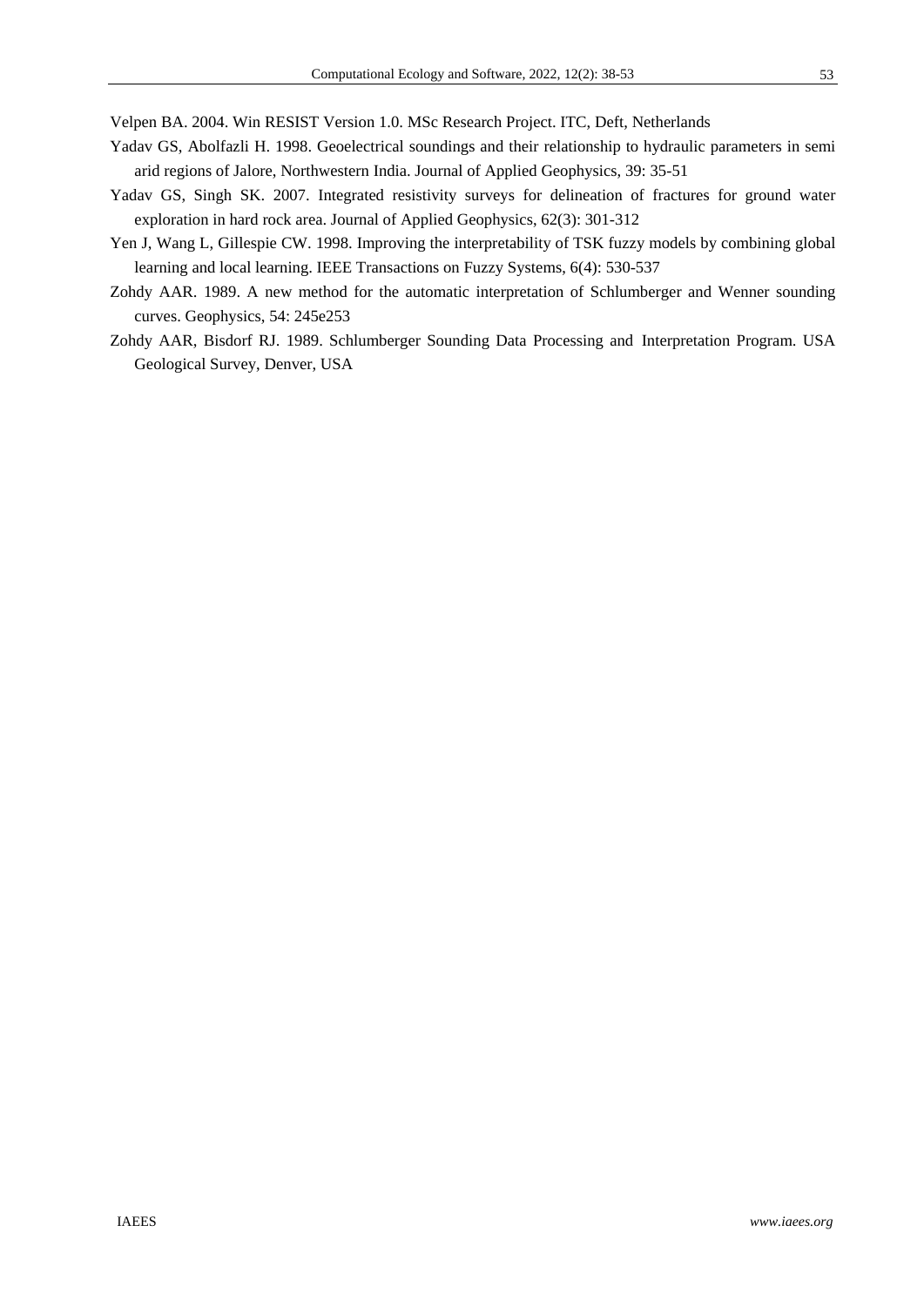Velpen BA. 2004. Win RESIST Version 1.0. MSc Research Project. ITC, Deft, Netherlands

Yadav GS, Abolfazli H. 1998. Geoelectrical soundings and their relationship to hydraulic parameters in semi arid regions of Jalore, Northwestern India. Journal of Applied Geophysics, 39: 35-51

Yadav GS, Singh SK. 2007. Integrated resistivity surveys for delineation of fractures for ground water exploration in hard rock area. Journal of Applied Geophysics, 62(3): 301-312

Yen J, Wang L, Gillespie CW. 1998. Improving the interpretability of TSK fuzzy models by combining global learning and local learning. IEEE Transactions on Fuzzy Systems, 6(4): 530-537

Zohdy AAR. 1989. A new method for the automatic interpretation of Schlumberger and Wenner sounding curves. Geophysics, 54: 245e253

Zohdy AAR, Bisdorf RJ. 1989. Schlumberger Sounding Data Processing and Interpretation Program. USA Geological Survey, Denver, USA